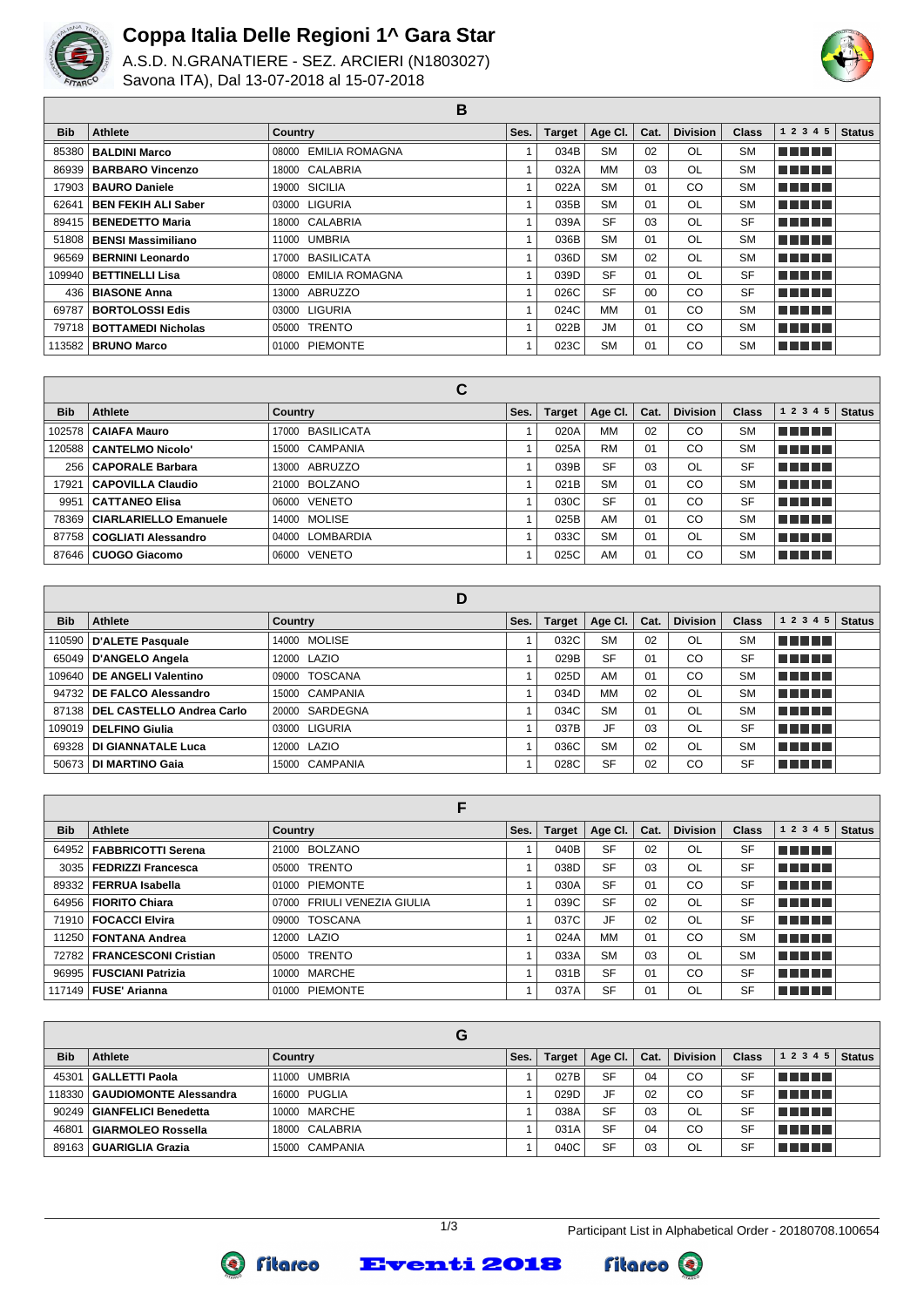# Coppa Italia Delle Regioni 1^ Gara Star

A.S.D. N.GRANATIERE - SEZ. ARCIERI (N1803027)
Savona ITA), Dal 13-07-2018 al 15-07-2018

## B

| Bib | Athlete | Country | Ses. | Target | Age Cl. | Cat. | Division | Class | 1 2 3 4 5 | Status |
|---|---|---|---|---|---|---|---|---|---|---|
| 85380 | **BALDINI Marco** | 08000 EMILIA ROMAGNA | 1 | 034B | SM | 02 | OL | SM | | |
| 86939 | **BARBARO Vincenzo** | 18000 CALABRIA | 1 | 032A | MM | 03 | OL | SM | | |
| 17903 | **BAURO Daniele** | 19000 SICILIA | 1 | 022A | SM | 01 | CO | SM | | |
| 62641 | **BEN FEKIH ALI Saber** | 03000 LIGURIA | 1 | 035B | SM | 01 | OL | SM | | |
| 89415 | **BENEDETTO Maria** | 18000 CALABRIA | 1 | 039A | SF | 03 | OL | SF | | |
| 51808 | **BENSI Massimiliano** | 11000 UMBRIA | 1 | 036B | SM | 01 | OL | SM | | |
| 96569 | **BERNINI Leonardo** | 17000 BASILICATA | 1 | 036D | SM | 02 | OL | SM | | |
| 109940 | **BETTINELLI Lisa** | 08000 EMILIA ROMAGNA | 1 | 039D | SF | 01 | OL | SF | | |
| 436 | **BIASONE Anna** | 13000 ABRUZZO | 1 | 026C | SF | 00 | CO | SF | | |
| 69787 | **BORTOLOSSI Edis** | 03000 LIGURIA | 1 | 024C | MM | 01 | CO | SM | | |
| 79718 | **BOTTAMEDI Nicholas** | 05000 TRENTO | 1 | 022B | JM | 01 | CO | SM | | |
| 113582 | **BRUNO Marco** | 01000 PIEMONTE | 1 | 023C | SM | 01 | CO | SM | | |

## C

| Bib | Athlete | Country | Ses. | Target | Age Cl. | Cat. | Division | Class | 1 2 3 4 5 | Status |
|---|---|---|---|---|---|---|---|---|---|---|
| 102578 | **CAIAFA Mauro** | 17000 BASILICATA | 1 | 020A | MM | 02 | CO | SM | | |
| 120588 | **CANTELMO Nicolo'** | 15000 CAMPANIA | 1 | 025A | RM | 01 | CO | SM | | |
| 256 | **CAPORALE Barbara** | 13000 ABRUZZO | 1 | 039B | SF | 03 | OL | SF | | |
| 17921 | **CAPOVILLA Claudio** | 21000 BOLZANO | 1 | 021B | SM | 01 | CO | SM | | |
| 9951 | **CATTANEO Elisa** | 06000 VENETO | 1 | 030C | SF | 01 | CO | SF | | |
| 78369 | **CIARLARIELLO Emanuele** | 14000 MOLISE | 1 | 025B | AM | 01 | CO | SM | | |
| 87758 | **COGLIATI Alessandro** | 04000 LOMBARDIA | 1 | 033C | SM | 01 | OL | SM | | |
| 87646 | **CUOGO Giacomo** | 06000 VENETO | 1 | 025C | AM | 01 | CO | SM | | |

## D

| Bib | Athlete | Country | Ses. | Target | Age Cl. | Cat. | Division | Class | 1 2 3 4 5 | Status |
|---|---|---|---|---|---|---|---|---|---|---|
| 110590 | **D'ALETE Pasquale** | 14000 MOLISE | 1 | 032C | SM | 02 | OL | SM | | |
| 65049 | **D'ANGELO Angela** | 12000 LAZIO | 1 | 029B | SF | 01 | CO | SF | | |
| 109640 | **DE ANGELI Valentino** | 09000 TOSCANA | 1 | 025D | AM | 01 | CO | SM | | |
| 94732 | **DE FALCO Alessandro** | 15000 CAMPANIA | 1 | 034D | MM | 02 | OL | SM | | |
| 87138 | **DEL CASTELLO Andrea Carlo** | 20000 SARDEGNA | 1 | 034C | SM | 01 | OL | SM | | |
| 109019 | **DELFINO Giulia** | 03000 LIGURIA | 1 | 037B | JF | 03 | OL | SF | | |
| 69328 | **DI GIANNATALE Luca** | 12000 LAZIO | 1 | 036C | SM | 02 | OL | SM | | |
| 50673 | **DI MARTINO Gaia** | 15000 CAMPANIA | 1 | 028C | SF | 02 | CO | SF | | |

## F

| Bib | Athlete | Country | Ses. | Target | Age Cl. | Cat. | Division | Class | 1 2 3 4 5 | Status |
|---|---|---|---|---|---|---|---|---|---|---|
| 64952 | **FABBRICOTTI Serena** | 21000 BOLZANO | 1 | 040B | SF | 02 | OL | SF | | |
| 3035 | **FEDRIZZI Francesca** | 05000 TRENTO | 1 | 038D | SF | 03 | OL | SF | | |
| 89332 | **FERRUA Isabella** | 01000 PIEMONTE | 1 | 030A | SF | 01 | CO | SF | | |
| 64956 | **FIORITO Chiara** | 07000 FRIULI VENEZIA GIULIA | 1 | 039C | SF | 02 | OL | SF | | |
| 71910 | **FOCACCI Elvira** | 09000 TOSCANA | 1 | 037C | JF | 02 | OL | SF | | |
| 11250 | **FONTANA Andrea** | 12000 LAZIO | 1 | 024A | MM | 01 | CO | SM | | |
| 72782 | **FRANCESCONI Cristian** | 05000 TRENTO | 1 | 033A | SM | 03 | OL | SM | | |
| 96995 | **FUSCIANI Patrizia** | 10000 MARCHE | 1 | 031B | SF | 01 | CO | SF | | |
| 117149 | **FUSE' Arianna** | 01000 PIEMONTE | 1 | 037A | SF | 01 | OL | SF | | |

## G

| Bib | Athlete | Country | Ses. | Target | Age Cl. | Cat. | Division | Class | 1 2 3 4 5 | Status |
|---|---|---|---|---|---|---|---|---|---|---|
| 45301 | **GALLETTI Paola** | 11000 UMBRIA | 1 | 027B | SF | 04 | CO | SF | | |
| 118330 | **GAUDIOMONTE Alessandra** | 16000 PUGLIA | 1 | 029D | JF | 02 | CO | SF | | |
| 90249 | **GIANFELICI Benedetta** | 10000 MARCHE | 1 | 038A | SF | 03 | OL | SF | | |
| 46801 | **GIARMOLEO Rossella** | 18000 CALABRIA | 1 | 031A | SF | 04 | CO | SF | | |
| 89163 | **GUARIGLIA Grazia** | 15000 CAMPANIA | 1 | 040C | SF | 03 | OL | SF | | |

Participant List in Alphabetical Order - 20180708.100654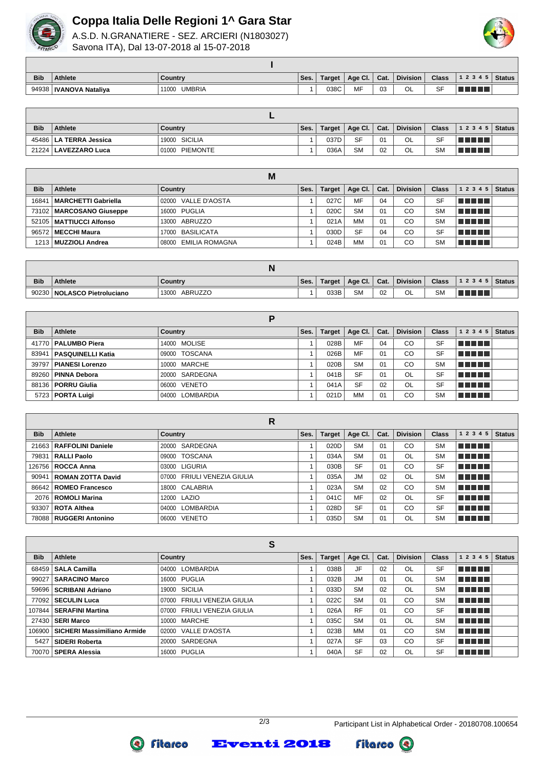# Coppa Italia Delle Regioni 1^ Gara Star

A.S.D. N.GRANATIERE - SEZ. ARCIERI (N1803027)
Savona ITA), Dal 13-07-2018 al 15-07-2018

| I | | | | | | | | | | |
|---|---|---|---|---|---|---|---|---|---|---|
| **Bib** | **Athlete** | **Country** | **Ses.** | **Target** | **Age Cl.** | **Cat.** | **Division** | **Class** | **1 2 3 4 5** | **Status** |
| 94938 | **IVANOVA Nataliya** | 11000 UMBRIA | 1 | 038C | MF | 03 | OL | SF | | |

| L | | | | | | | | | | |
|---|---|---|---|---|---|---|---|---|---|---|
| **Bib** | **Athlete** | **Country** | **Ses.** | **Target** | **Age Cl.** | **Cat.** | **Division** | **Class** | **1 2 3 4 5** | **Status** |
| 45486 | **LA TERRA Jessica** | 19000 SICILIA | 1 | 037D | SF | 01 | OL | SF | | |
| 21224 | **LAVEZZARO Luca** | 01000 PIEMONTE | 1 | 036A | SM | 02 | OL | SM | | |

| M | | | | | | | | | | |
|---|---|---|---|---|---|---|---|---|---|---|
| **Bib** | **Athlete** | **Country** | **Ses.** | **Target** | **Age Cl.** | **Cat.** | **Division** | **Class** | **1 2 3 4 5** | **Status** |
| 16841 | **MARCHETTI Gabriella** | 02000 VALLE D'AOSTA | 1 | 027C | MF | 04 | CO | SF | | |
| 73102 | **MARCOSANO Giuseppe** | 16000 PUGLIA | 1 | 020C | SM | 01 | CO | SM | | |
| 52105 | **MATTIUCCI Alfonso** | 13000 ABRUZZO | 1 | 021A | MM | 01 | CO | SM | | |
| 96572 | **MECCHI Maura** | 17000 BASILICATA | 1 | 030D | SF | 04 | CO | SF | | |
| 1213 | **MUZZIOLI Andrea** | 08000 EMILIA ROMAGNA | 1 | 024B | MM | 01 | CO | SM | | |

| N | | | | | | | | | | |
|---|---|---|---|---|---|---|---|---|---|---|
| **Bib** | **Athlete** | **Country** | **Ses.** | **Target** | **Age Cl.** | **Cat.** | **Division** | **Class** | **1 2 3 4 5** | **Status** |
| 90230 | **NOLASCO Pietroluciano** | 13000 ABRUZZO | 1 | 033B | SM | 02 | OL | SM | | |

| P | | | | | | | | | | |
|---|---|---|---|---|---|---|---|---|---|---|
| **Bib** | **Athlete** | **Country** | **Ses.** | **Target** | **Age Cl.** | **Cat.** | **Division** | **Class** | **1 2 3 4 5** | **Status** |
| 41770 | **PALUMBO Piera** | 14000 MOLISE | 1 | 028B | MF | 04 | CO | SF | | |
| 83941 | **PASQUINELLI Katia** | 09000 TOSCANA | 1 | 026B | MF | 01 | CO | SF | | |
| 39797 | **PIANESI Lorenzo** | 10000 MARCHE | 1 | 020B | SM | 01 | CO | SM | | |
| 89260 | **PINNA Debora** | 20000 SARDEGNA | 1 | 041B | SF | 01 | OL | SF | | |
| 88136 | **PORRU Giulia** | 06000 VENETO | 1 | 041A | SF | 02 | OL | SF | | |
| 5723 | **PORTA Luigi** | 04000 LOMBARDIA | 1 | 021D | MM | 01 | CO | SM | | |

| R | | | | | | | | | | |
|---|---|---|---|---|---|---|---|---|---|---|
| **Bib** | **Athlete** | **Country** | **Ses.** | **Target** | **Age Cl.** | **Cat.** | **Division** | **Class** | **1 2 3 4 5** | **Status** |
| 21663 | **RAFFOLINI Daniele** | 20000 SARDEGNA | 1 | 020D | SM | 01 | CO | SM | | |
| 79831 | **RALLI Paolo** | 09000 TOSCANA | 1 | 034A | SM | 01 | OL | SM | | |
| 126756 | **ROCCA Anna** | 03000 LIGURIA | 1 | 030B | SF | 01 | CO | SF | | |
| 90941 | **ROMAN ZOTTA David** | 07000 FRIULI VENEZIA GIULIA | 1 | 035A | JM | 02 | OL | SM | | |
| 86642 | **ROMEO Francesco** | 18000 CALABRIA | 1 | 023A | SM | 02 | CO | SM | | |
| 2076 | **ROMOLI Marina** | 12000 LAZIO | 1 | 041C | MF | 02 | OL | SF | | |
| 93307 | **ROTA Althea** | 04000 LOMBARDIA | 1 | 028D | SF | 01 | CO | SF | | |
| 78088 | **RUGGERI Antonino** | 06000 VENETO | 1 | 035D | SM | 01 | OL | SM | | |

| S | | | | | | | | | | |
|---|---|---|---|---|---|---|---|---|---|---|
| **Bib** | **Athlete** | **Country** | **Ses.** | **Target** | **Age Cl.** | **Cat.** | **Division** | **Class** | **1 2 3 4 5** | **Status** |
| 68459 | **SALA Camilla** | 04000 LOMBARDIA | 1 | 038B | JF | 02 | OL | SF | | |
| 99027 | **SARACINO Marco** | 16000 PUGLIA | 1 | 032B | JM | 01 | OL | SM | | |
| 59696 | **SCRIBANI Adriano** | 19000 SICILIA | 1 | 033D | SM | 02 | OL | SM | | |
| 77092 | **SECULIN Luca** | 07000 FRIULI VENEZIA GIULIA | 1 | 022C | SM | 01 | CO | SM | | |
| 107844 | **SERAFINI Martina** | 07000 FRIULI VENEZIA GIULIA | 1 | 026A | RF | 01 | CO | SF | | |
| 27430 | **SERI Marco** | 10000 MARCHE | 1 | 035C | SM | 01 | OL | SM | | |
| 106900 | **SICHERI Massimiliano Armide** | 02000 VALLE D'AOSTA | 1 | 023B | MM | 01 | CO | SM | | |
| 5427 | **SIDERI Roberta** | 20000 SARDEGNA | 1 | 027A | SF | 03 | CO | SF | | |
| 70070 | **SPERA Alessia** | 16000 PUGLIA | 1 | 040A | SF | 02 | OL | SF | | |

Participant List in Alphabetical Order - 20180708.100654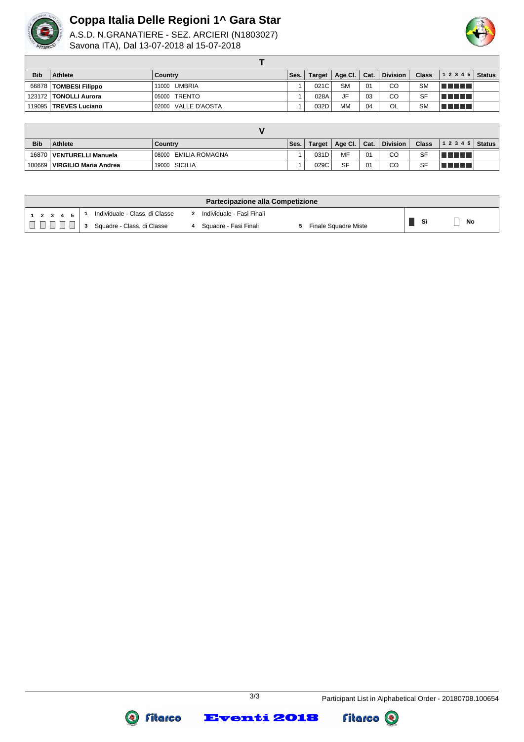# Coppa Italia Delle Regioni 1^ Gara Star

A.S.D. N.GRANATIERE - SEZ. ARCIERI (N1803027)
Savona ITA), Dal 13-07-2018 al 15-07-2018

## T

| Bib | Athlete | Country | Ses. | Target | Age Cl. | Cat. | Division | Class | 1 2 3 4 5 | Status |
|---|---|---|---|---|---|---|---|---|---|---|
| 66878 | **TOMBESI Filippo** | 11000 UMBRIA | 1 | 021C | SM | 01 | CO | SM | ■■■■■ | |
| 123172 | **TONOLLI Aurora** | 05000 TRENTO | 1 | 028A | JF | 03 | CO | SF | ■■■■■ | |
| 119095 | **TREVES Luciano** | 02000 VALLE D'AOSTA | 1 | 032D | MM | 04 | OL | SM | ■■■■■ | |

## V

| Bib | Athlete | Country | Ses. | Target | Age Cl. | Cat. | Division | Class | 1 2 3 4 5 | Status |
|---|---|---|---|---|---|---|---|---|---|---|
| 16870 | **VENTURELLI Manuela** | 08000 EMILIA ROMAGNA | 1 | 031D | MF | 01 | CO | SF | ■■■■■ | |
| 100669 | **VIRGILIO Maria Andrea** | 19000 SICILIA | 1 | 029C | SF | 01 | CO | SF | ■■■■■ | |

## Partecipazione alla Competizione

| 1 2 3 4 5 | | | | |
|---|---|---|---|---|
| □ □ □ □ □ | **1** Individuale - Class. di Classe | **2** Individuale - Fasi Finali | | ■ Sì |
| | **3** Squadre - Class. di Classe | **4** Squadre - Fasi Finali | **5** Finale Squadre Miste | □ No |

Participant List in Alphabetical Order - 20180708.100654